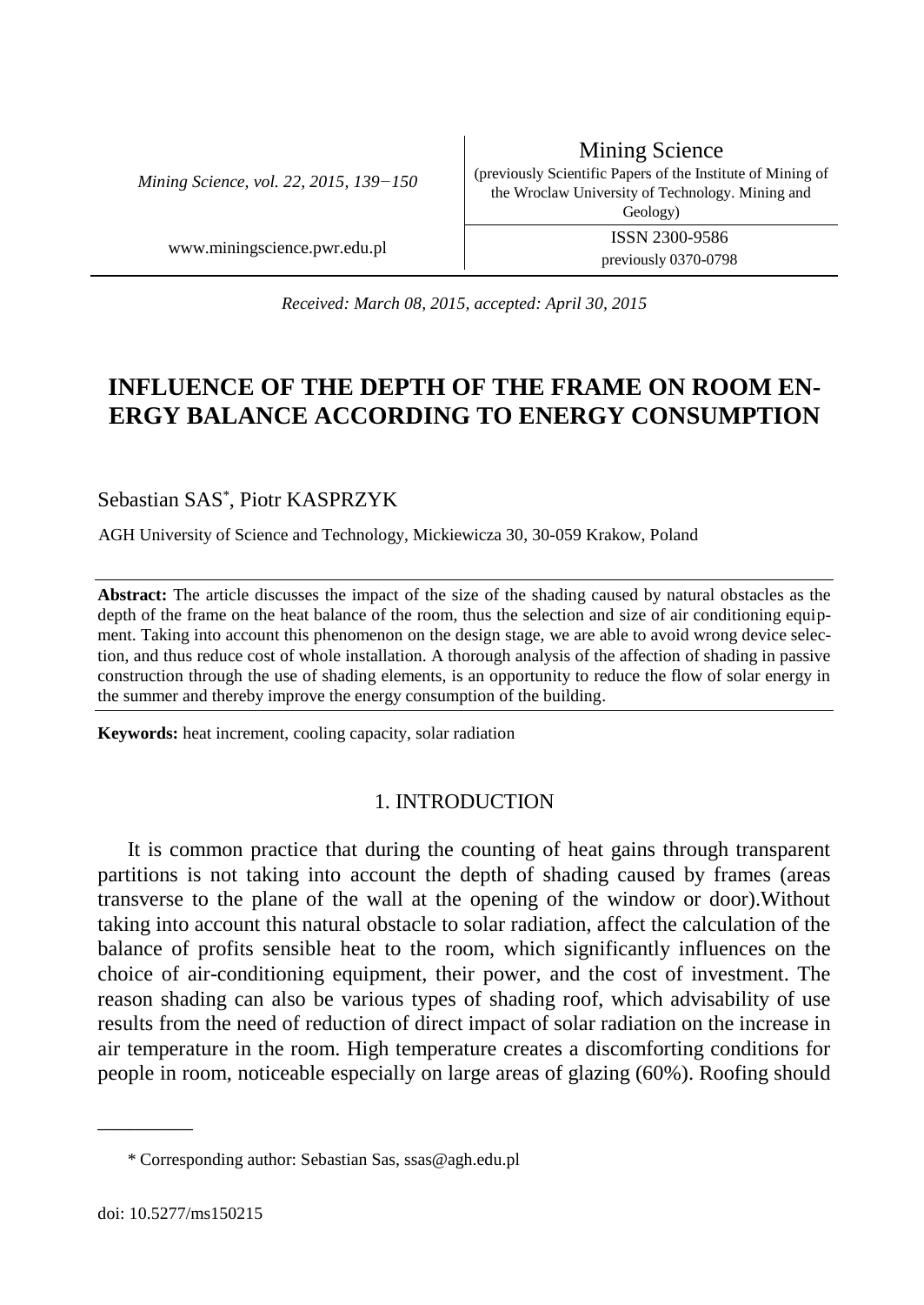Received: March 08, 2015, accepted: April 30, 2015

# INFLUENCE OF THE DEPTH OF THE FRAME ON ROOM ENERGY BALANCE ACCORDING TO ENERGY CONSUMPTION

Sebastian SAS*, Piotr KASPRZYK

AGH University of Science and Technology, Mickiewicza 30, 30-059 Krakow, Poland

**Abstract:** The article discusses the impact of the size of the shading caused by natural obstacles as the depth of the frame on the heat balance of the room, thus the selection and size of air conditioning equipment. Taking into account this phenomenon on the design stage, we are able to avoid wrong device selection, and thus reduce cost of whole installation. A thorough analysis of the affection of shading in passive construction through the use of shading elements, is an opportunity to reduce the flow of solar energy in the summer and thereby improve the energy consumption of the building.

**Keywords:** heat increment, cooling capacity, solar radiation

## 1. INTRODUCTION

It is common practice that during the counting of heat gains through transparent partitions is not taking into account the depth of shading caused by frames (areas transverse to the plane of the wall at the opening of the window or door).Without taking into account this natural obstacle to solar radiation, affect the calculation of the balance of profits sensible heat to the room, which significantly influences on the choice of air-conditioning equipment, their power, and the cost of investment. The reason shading can also be various types of shading roof, which advisability of use results from the need of reduction of direct impact of solar radiation on the increase in air temperature in the room. High temperature creates a discomforting conditions for people in room, noticeable especially on large areas of glazing (60%). Roofing should

* Corresponding author: Sebastian Sas, ssas@agh.edu.pl

doi: 10.5277/ms150215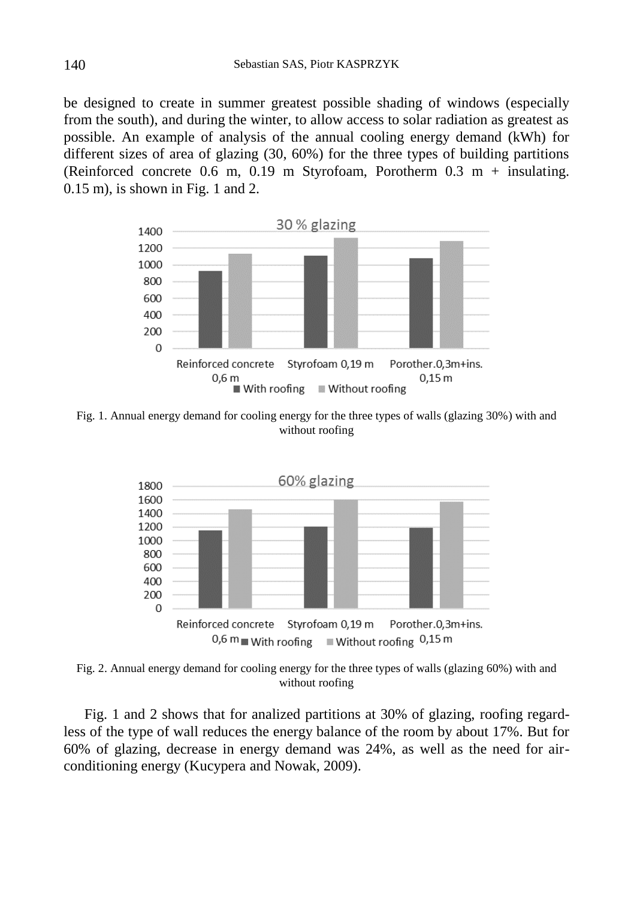be designed to create in summer greatest possible shading of windows (especially from the south), and during the winter, to allow access to solar radiation as greatest as possible. An example of analysis of the annual cooling energy demand (kWh) for different sizes of area of glazing (30, 60%) for the three types of building partitions (Reinforced concrete 0.6 m, 0.19 m Styrofoam, Porotherm 0.3 m + insulating. 0.15 m), is shown in Fig. 1 and 2.

Fig. 1. Annual energy demand for cooling energy for the three types of walls (glazing 30%) with and without roofing

Fig. 2. Annual energy demand for cooling energy for the three types of walls (glazing 60%) with and without roofing

Fig. 1 and 2 shows that for analized partitions at 30% of glazing, roofing regardless of the type of wall reduces the energy balance of the room by about 17%. But for 60% of glazing, decrease in energy demand was 24%, as well as the need for air-conditioning energy (Kucypera and Nowak, 2009).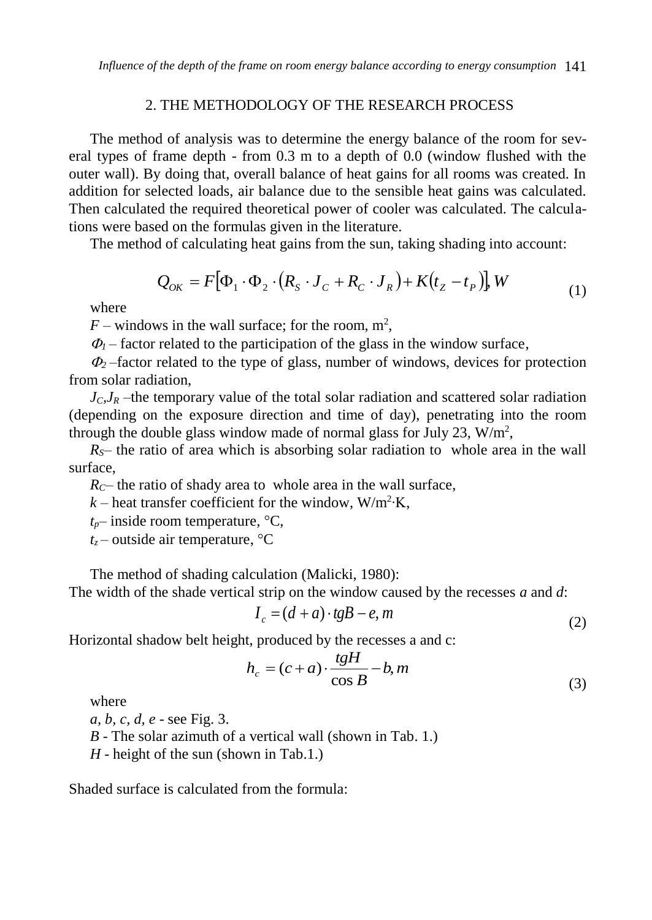## 2. THE METHODOLOGY OF THE RESEARCH PROCESS

The method of analysis was to determine the energy balance of the room for several types of frame depth - from 0.3 m to a depth of 0.0 (window flushed with the outer wall). By doing that, overall balance of heat gains for all rooms was created. In addition for selected loads, air balance due to the sensible heat gains was calculated. Then calculated the required theoretical power of cooler was calculated. The calculations were based on the formulas given in the literature.

The method of calculating heat gains from the sun, taking shading into account:

$$Q_{OK} = F\left[\Phi_1 \cdot \Phi_2 \cdot \left(R_S \cdot J_C + R_C \cdot J_R\right) + K\left(t_Z - t_P\right)\right], W \tag{1}$$

where

$F$ – windows in the wall surface; for the room, m$^2$,

$\Phi_1$ – factor related to the participation of the glass in the window surface,

$\Phi_2$ –factor related to the type of glass, number of windows, devices for protection from solar radiation,

$J_C$,$J_R$ –the temporary value of the total solar radiation and scattered solar radiation (depending on the exposure direction and time of day), penetrating into the room through the double glass window made of normal glass for July 23, W/m$^2$,

$R_S$– the ratio of area which is absorbing solar radiation to whole area in the wall surface,

$R_C$– the ratio of shady area to whole area in the wall surface,

$k$ – heat transfer coefficient for the window, W/m$^2$·K,

$t_p$– inside room temperature, °C,

$t_z$ – outside air temperature, °C

The method of shading calculation (Malicki, 1980):

The width of the shade vertical strip on the window caused by the recesses *a* and *d*:

$$I_c = (d + a) \cdot tgB - e, m \tag{2}$$

Horizontal shadow belt height, produced by the recesses a and c:

$$h_c = (c + a) \cdot \frac{tgH}{\cos B} - b, m \tag{3}$$

where

*a, b, c, d, e* - see Fig. 3.

*B* - The solar azimuth of a vertical wall (shown in Tab. 1.)

*H* - height of the sun (shown in Tab.1.)

Shaded surface is calculated from the formula: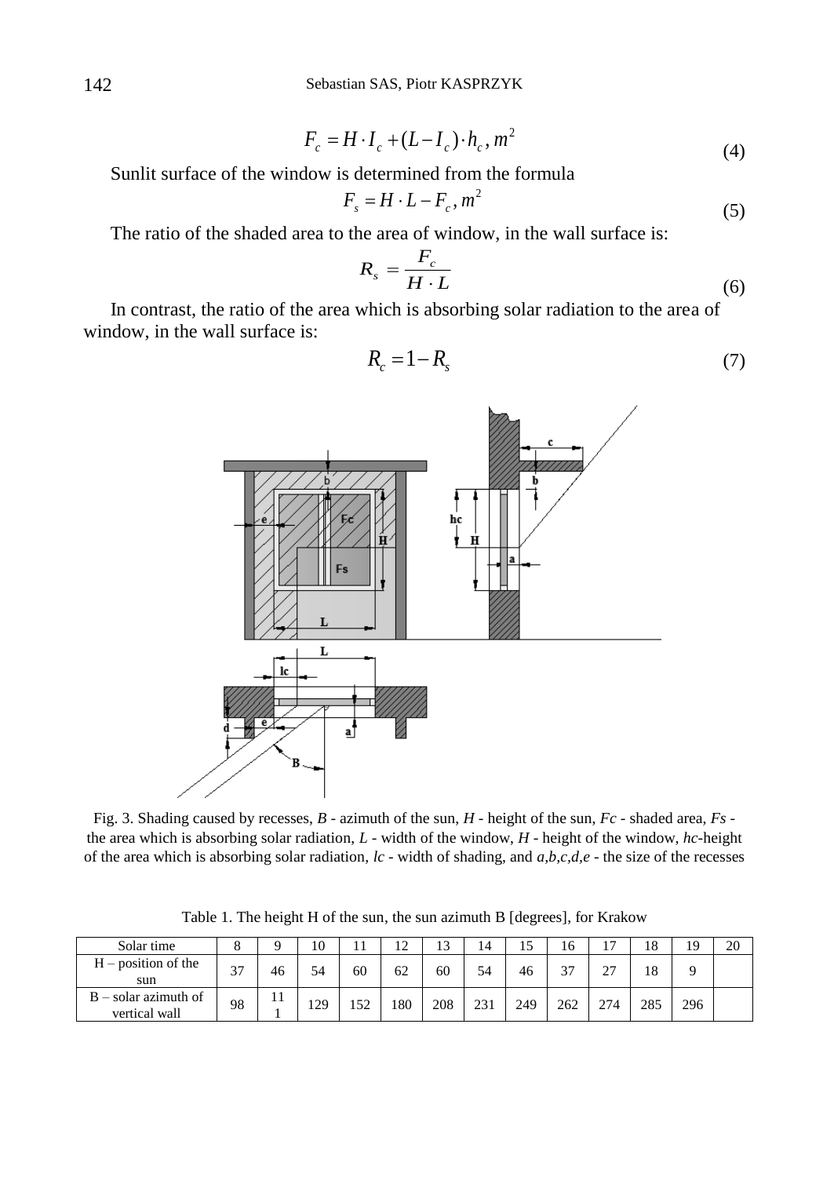$$F_c = H \cdot I_c + (L - I_c) \cdot h_c, m^2 \tag{4}$$

Sunlit surface of the window is determined from the formula

$$F_s = H \cdot L - F_c, m^2 \tag{5}$$

The ratio of the shaded area to the area of window, in the wall surface is:

$$R_s = \frac{F_c}{H \cdot L} \tag{6}$$

In contrast, the ratio of the area which is absorbing solar radiation to the area of window, in the wall surface is:

$$R_c = 1 - R_s \tag{7}$$

Fig. 3. Shading caused by recesses, *B* - azimuth of the sun, *H* - height of the sun, *Fc* - shaded area, *Fs* - the area which is absorbing solar radiation, *L* - width of the window, *H* - height of the window, *hc*-height of the area which is absorbing solar radiation, *lc* - width of shading, and *a,b,c,d,e* - the size of the recesses

Table 1. The height H of the sun, the sun azimuth B [degrees], for Krakow

| Solar time | 8 | 9 | 10 | 11 | 12 | 13 | 14 | 15 | 16 | 17 | 18 | 19 | 20 |
|---|---|---|---|---|---|---|---|---|---|---|---|---|---|
| H – position of the sun | 37 | 46 | 54 | 60 | 62 | 60 | 54 | 46 | 37 | 27 | 18 | 9 | |
| B – solar azimuth of vertical wall | 98 | 111 | 129 | 152 | 180 | 208 | 231 | 249 | 262 | 274 | 285 | 296 | |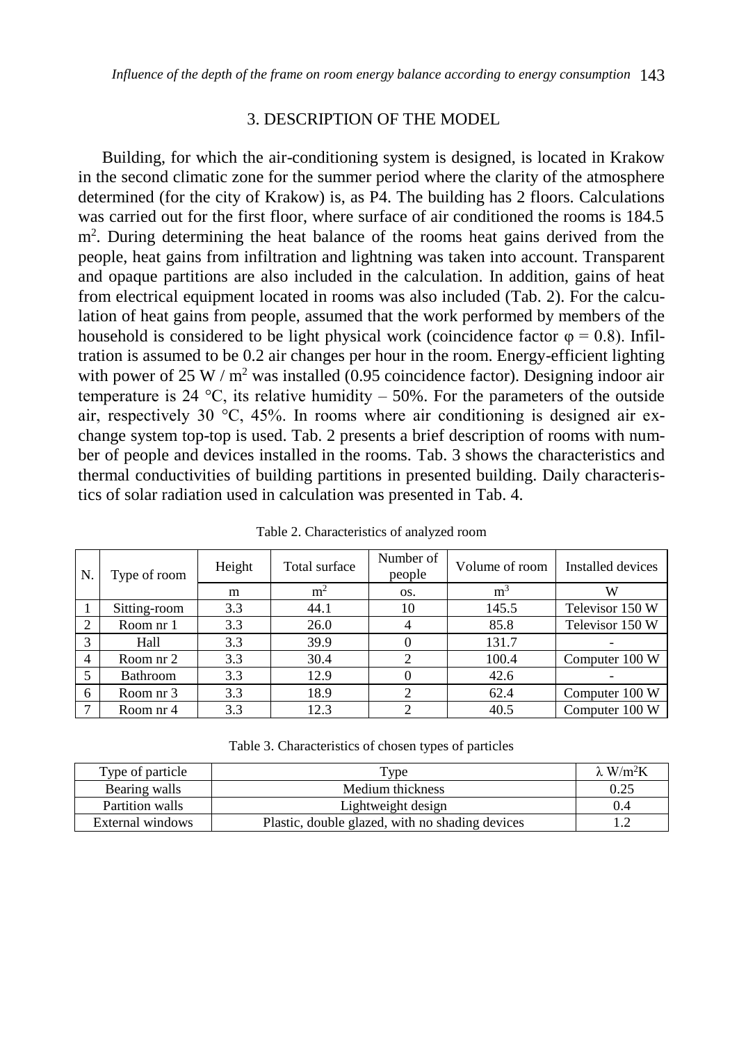## 3. DESCRIPTION OF THE MODEL

Building, for which the air-conditioning system is designed, is located in Krakow in the second climatic zone for the summer period where the clarity of the atmosphere determined (for the city of Krakow) is, as P4. The building has 2 floors. Calculations was carried out for the first floor, where surface of air conditioned the rooms is 184.5 m$^2$. During determining the heat balance of the rooms heat gains derived from the people, heat gains from infiltration and lightning was taken into account. Transparent and opaque partitions are also included in the calculation. In addition, gains of heat from electrical equipment located in rooms was also included (Tab. 2). For the calculation of heat gains from people, assumed that the work performed by members of the household is considered to be light physical work (coincidence factor $\varphi = 0.8$). Infiltration is assumed to be 0.2 air changes per hour in the room. Energy-efficient lighting with power of 25 W / m$^2$ was installed (0.95 coincidence factor). Designing indoor air temperature is 24 °C, its relative humidity – 50%. For the parameters of the outside air, respectively 30 °C, 45%. In rooms where air conditioning is designed air exchange system top-top is used. Tab. 2 presents a brief description of rooms with number of people and devices installed in the rooms. Tab. 3 shows the characteristics and thermal conductivities of building partitions in presented building. Daily characteristics of solar radiation used in calculation was presented in Tab. 4.

Table 2. Characteristics of analyzed room

| N. | Type of room | Height | Total surface | Number of people | Volume of room | Installed devices |
|---|---|---|---|---|---|---|
| | | m | m$^2$ | os. | m$^3$ | W |
| 1 | Sitting-room | 3.3 | 44.1 | 10 | 145.5 | Televisor 150 W |
| 2 | Room nr 1 | 3.3 | 26.0 | 4 | 85.8 | Televisor 150 W |
| 3 | Hall | 3.3 | 39.9 | 0 | 131.7 | - |
| 4 | Room nr 2 | 3.3 | 30.4 | 2 | 100.4 | Computer 100 W |
| 5 | Bathroom | 3.3 | 12.9 | 0 | 42.6 | - |
| 6 | Room nr 3 | 3.3 | 18.9 | 2 | 62.4 | Computer 100 W |
| 7 | Room nr 4 | 3.3 | 12.3 | 2 | 40.5 | Computer 100 W |

Table 3. Characteristics of chosen types of particles

| Type of particle | Type | $\lambda$ W/m$^2$K |
|---|---|---|
| Bearing walls | Medium thickness | 0.25 |
| Partition walls | Lightweight design | 0.4 |
| External windows | Plastic, double glazed, with no shading devices | 1.2 |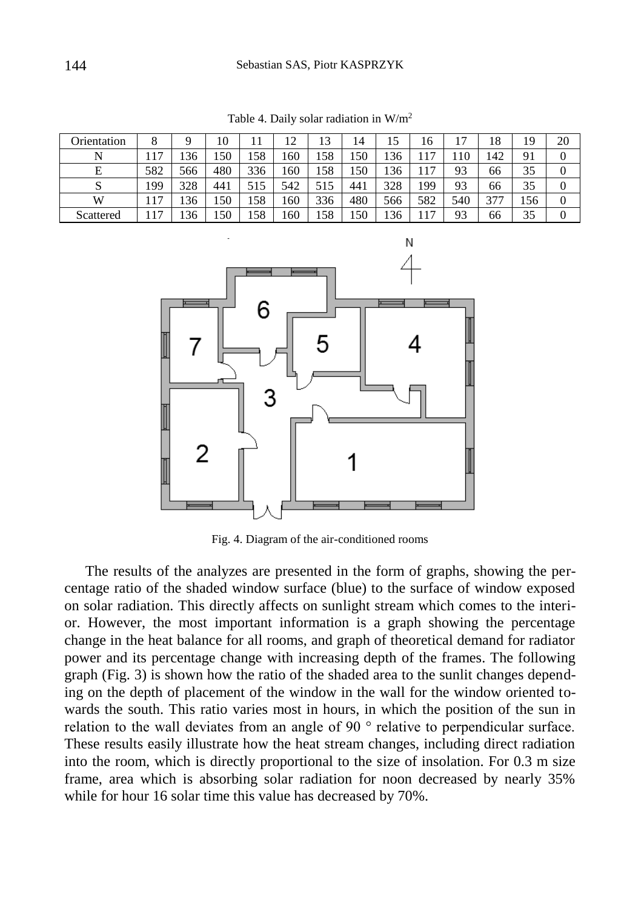Table 4. Daily solar radiation in W/m$^2$

| Orientation | 8 | 9 | 10 | 11 | 12 | 13 | 14 | 15 | 16 | 17 | 18 | 19 | 20 |
|---|---|---|---|---|---|---|---|---|---|---|---|---|---|
| N | 117 | 136 | 150 | 158 | 160 | 158 | 150 | 136 | 117 | 110 | 142 | 91 | 0 |
| E | 582 | 566 | 480 | 336 | 160 | 158 | 150 | 136 | 117 | 93 | 66 | 35 | 0 |
| S | 199 | 328 | 441 | 515 | 542 | 515 | 441 | 328 | 199 | 93 | 66 | 35 | 0 |
| W | 117 | 136 | 150 | 158 | 160 | 336 | 480 | 566 | 582 | 540 | 377 | 156 | 0 |
| Scattered | 117 | 136 | 150 | 158 | 160 | 158 | 150 | 136 | 117 | 93 | 66 | 35 | 0 |

Fig. 4. Diagram of the air-conditioned rooms

The results of the analyzes are presented in the form of graphs, showing the percentage ratio of the shaded window surface (blue) to the surface of window exposed on solar radiation. This directly affects on sunlight stream which comes to the interior. However, the most important information is a graph showing the percentage change in the heat balance for all rooms, and graph of theoretical demand for radiator power and its percentage change with increasing depth of the frames. The following graph (Fig. 3) is shown how the ratio of the shaded area to the sunlit changes depending on the depth of placement of the window in the wall for the window oriented towards the south. This ratio varies most in hours, in which the position of the sun in relation to the wall deviates from an angle of 90 ° relative to perpendicular surface. These results easily illustrate how the heat stream changes, including direct radiation into the room, which is directly proportional to the size of insolation. For 0.3 m size frame, area which is absorbing solar radiation for noon decreased by nearly 35% while for hour 16 solar time this value has decreased by 70%.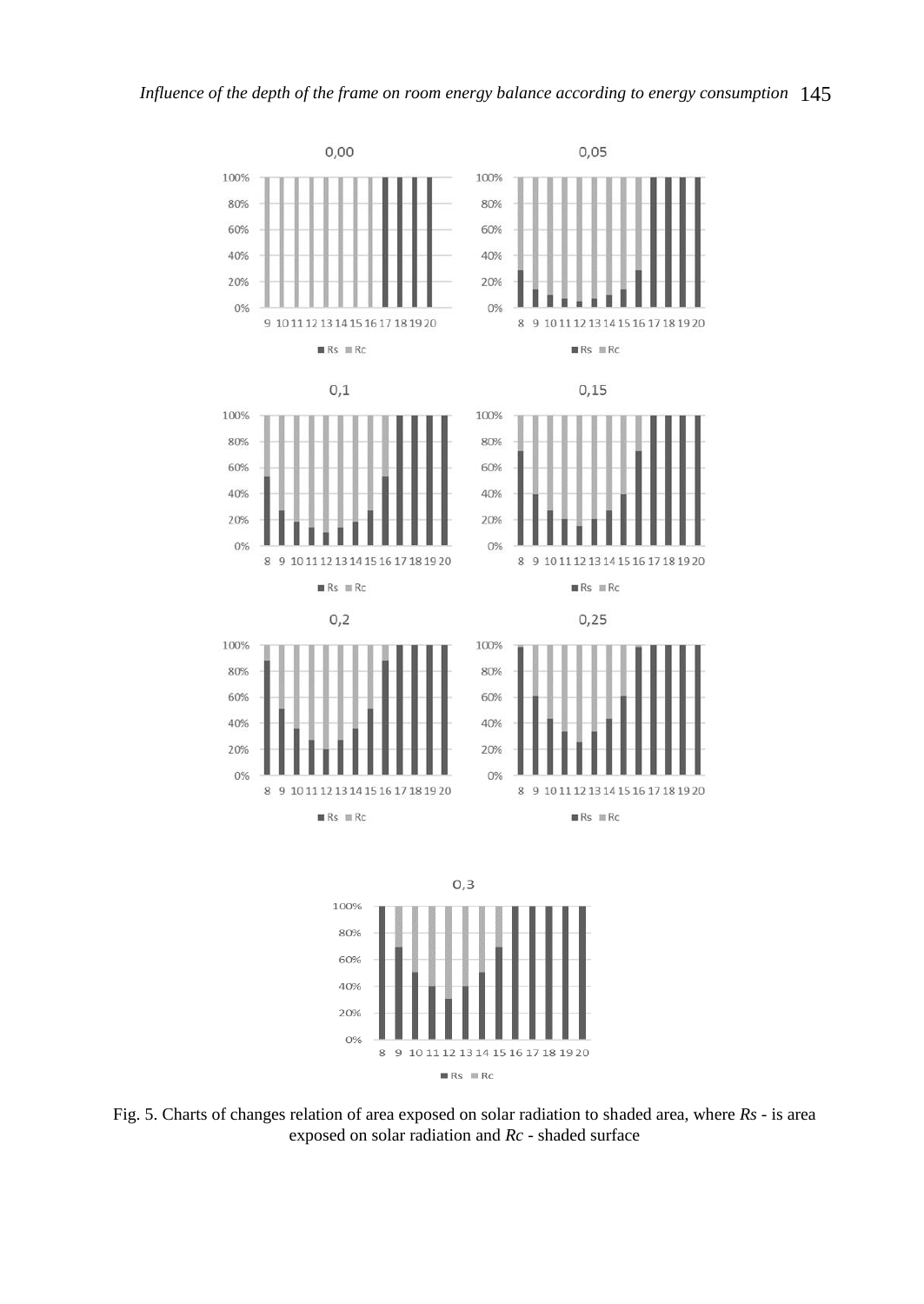Fig. 5. Charts of changes relation of area exposed on solar radiation to shaded area, where *Rs* - is area exposed on solar radiation and *Rc* - shaded surface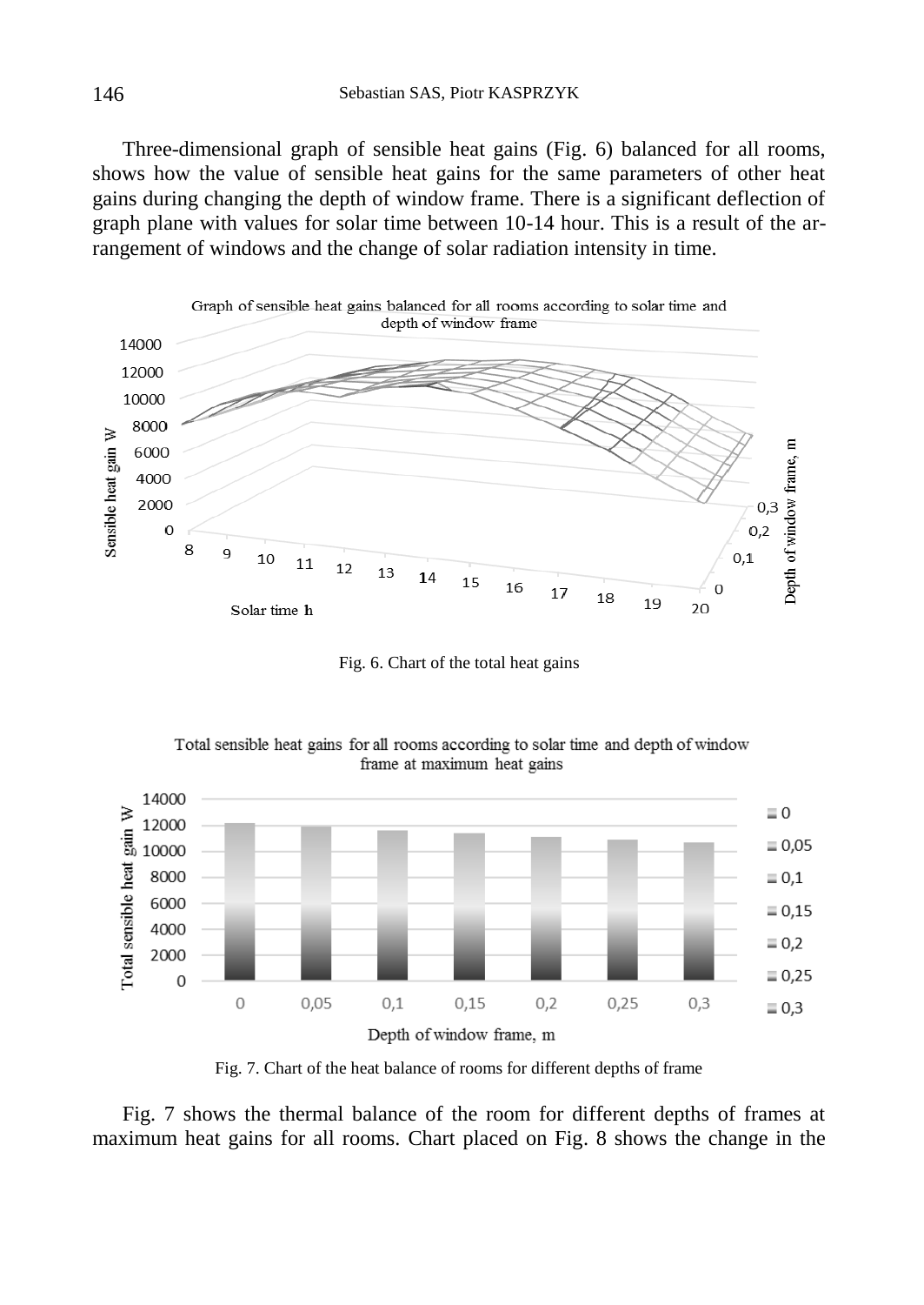Three-dimensional graph of sensible heat gains (Fig. 6) balanced for all rooms, shows how the value of sensible heat gains for the same parameters of other heat gains during changing the depth of window frame. There is a significant deflection of graph plane with values for solar time between 10-14 hour. This is a result of the arrangement of windows and the change of solar radiation intensity in time.

Fig. 6. Chart of the total heat gains

Fig. 7. Chart of the heat balance of rooms for different depths of frame

Fig. 7 shows the thermal balance of the room for different depths of frames at maximum heat gains for all rooms. Chart placed on Fig. 8 shows the change in the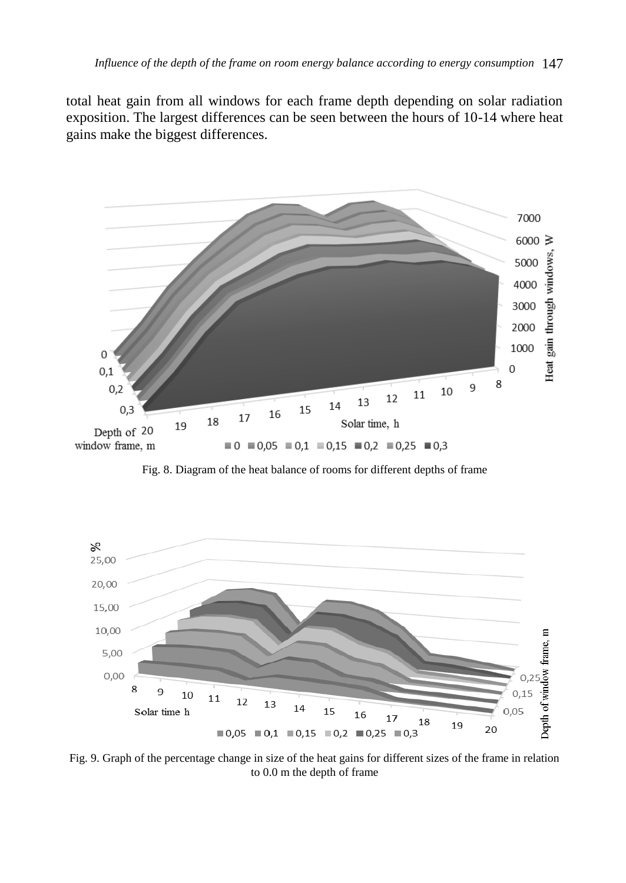total heat gain from all windows for each frame depth depending on solar radiation exposition. The largest differences can be seen between the hours of 10-14 where heat gains make the biggest differences.

Fig. 8. Diagram of the heat balance of rooms for different depths of frame

Fig. 9. Graph of the percentage change in size of the heat gains for different sizes of the frame in relation to 0.0 m the depth of frame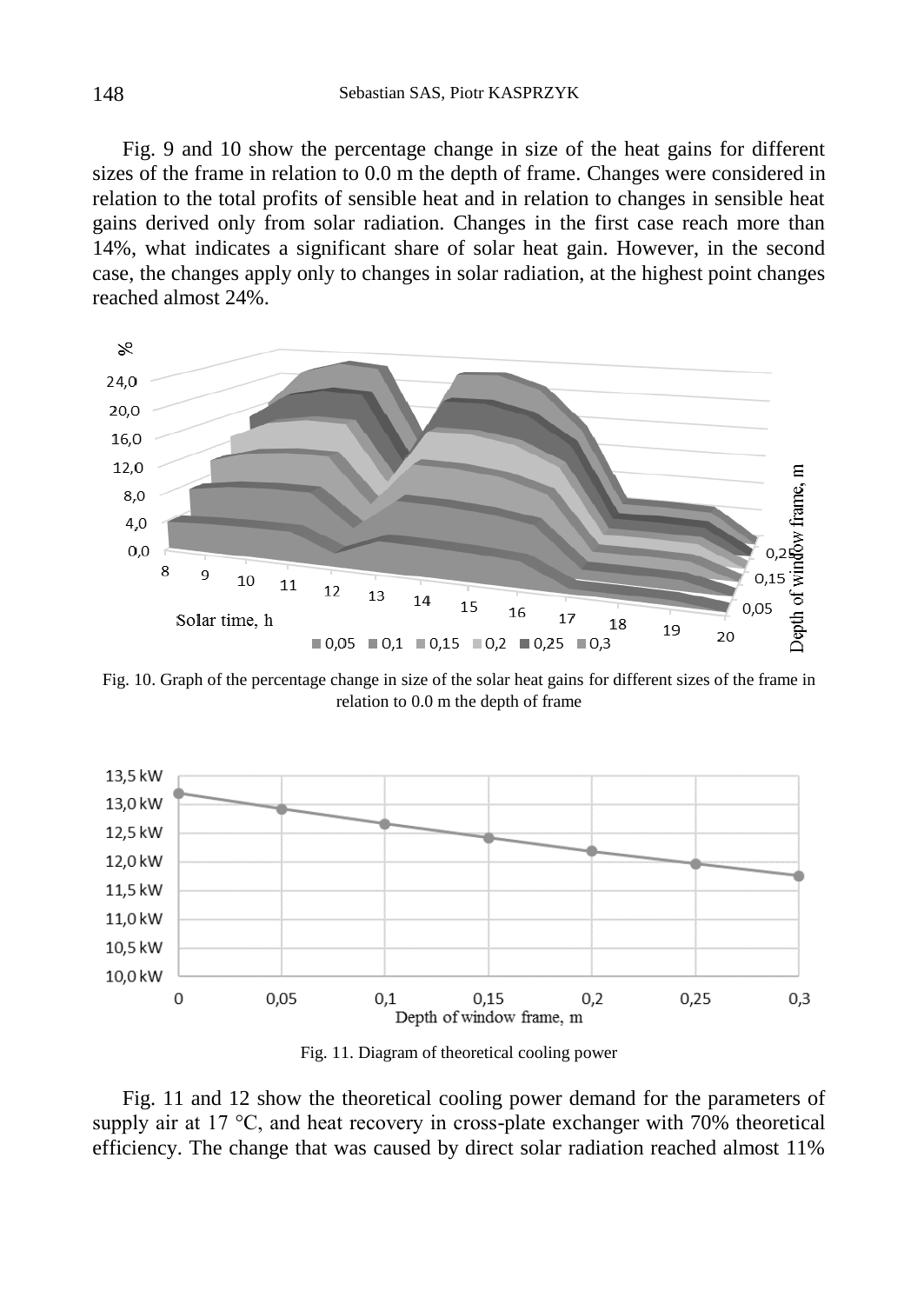Fig. 9 and 10 show the percentage change in size of the heat gains for different sizes of the frame in relation to 0.0 m the depth of frame. Changes were considered in relation to the total profits of sensible heat and in relation to changes in sensible heat gains derived only from solar radiation. Changes in the first case reach more than 14%, what indicates a significant share of solar heat gain. However, in the second case, the changes apply only to changes in solar radiation, at the highest point changes reached almost 24%.

Fig. 10. Graph of the percentage change in size of the solar heat gains for different sizes of the frame in relation to 0.0 m the depth of frame

Fig. 11. Diagram of theoretical cooling power

Fig. 11 and 12 show the theoretical cooling power demand for the parameters of supply air at 17 °C, and heat recovery in cross-plate exchanger with 70% theoretical efficiency. The change that was caused by direct solar radiation reached almost 11%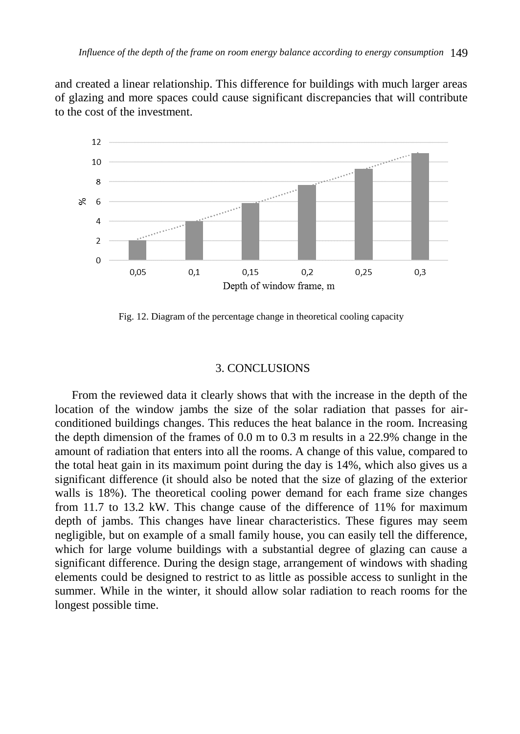and created a linear relationship. This difference for buildings with much larger areas of glazing and more spaces could cause significant discrepancies that will contribute to the cost of the investment.

Fig. 12. Diagram of the percentage change in theoretical cooling capacity

## 3. CONCLUSIONS

From the reviewed data it clearly shows that with the increase in the depth of the location of the window jambs the size of the solar radiation that passes for air-conditioned buildings changes. This reduces the heat balance in the room. Increasing the depth dimension of the frames of 0.0 m to 0.3 m results in a 22.9% change in the amount of radiation that enters into all the rooms. A change of this value, compared to the total heat gain in its maximum point during the day is 14%, which also gives us a significant difference (it should also be noted that the size of glazing of the exterior walls is 18%). The theoretical cooling power demand for each frame size changes from 11.7 to 13.2 kW. This change cause of the difference of 11% for maximum depth of jambs. This changes have linear characteristics. These figures may seem negligible, but on example of a small family house, you can easily tell the difference, which for large volume buildings with a substantial degree of glazing can cause a significant difference. During the design stage, arrangement of windows with shading elements could be designed to restrict to as little as possible access to sunlight in the summer. While in the winter, it should allow solar radiation to reach rooms for the longest possible time.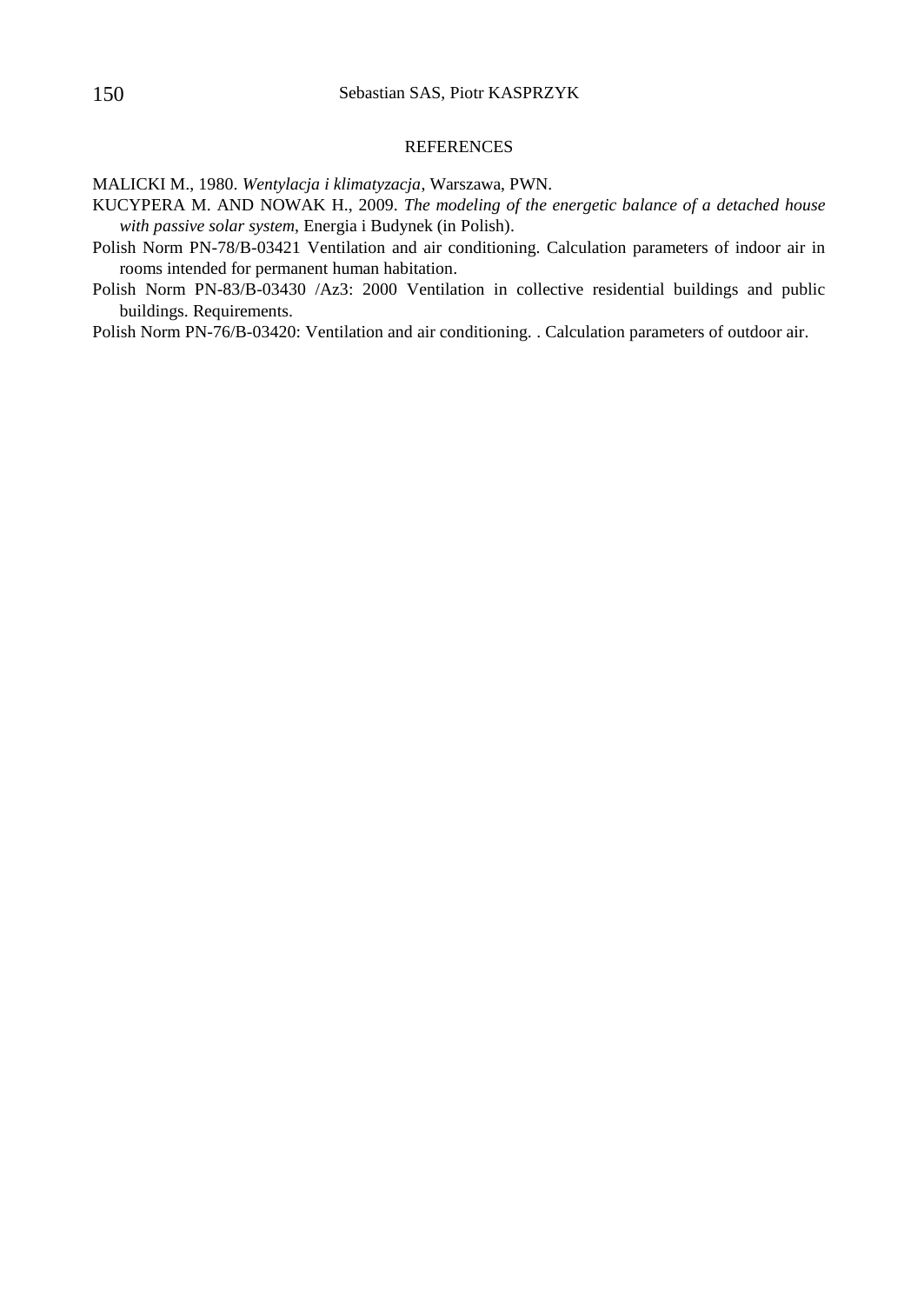## REFERENCES

MALICKI M., 1980. *Wentylacja i klimatyzacja*, Warszawa, PWN.

KUCYPERA M. AND NOWAK H., 2009. *The modeling of the energetic balance of a detached house with passive solar system*, Energia i Budynek (in Polish).

Polish Norm PN-78/B-03421 Ventilation and air conditioning. Calculation parameters of indoor air in rooms intended for permanent human habitation.

Polish Norm PN-83/B-03430 /Az3: 2000 Ventilation in collective residential buildings and public buildings. Requirements.

Polish Norm PN-76/B-03420: Ventilation and air conditioning. . Calculation parameters of outdoor air.